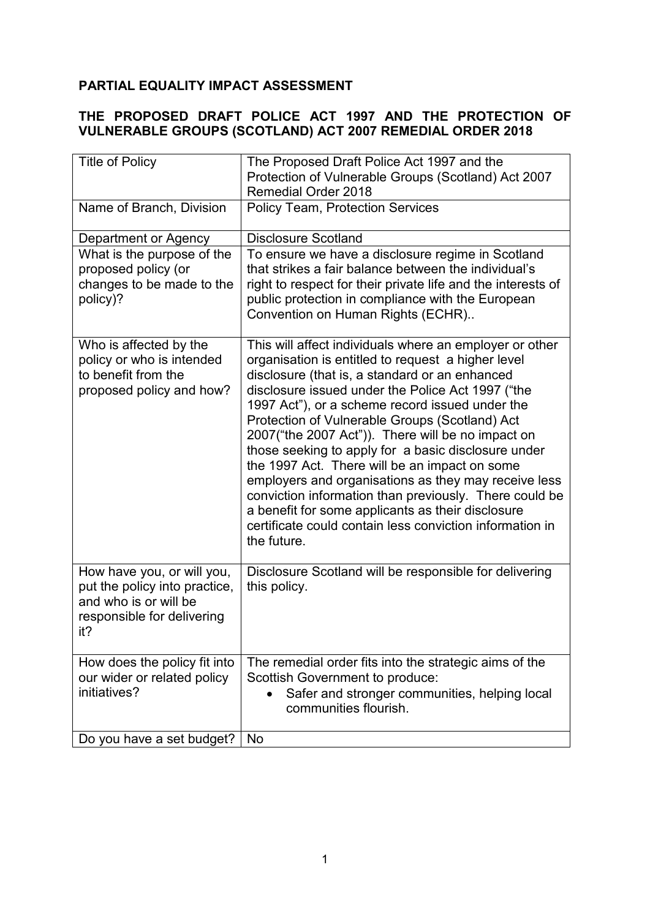**PARTIAL EQUALITY IMPACT ASSESSMENT**

**THE PROPOSED DRAFT POLICE ACT 1997 AND THE PROTECTION OF VULNERABLE GROUPS (SCOTLAND) ACT 2007 REMEDIAL ORDER 2018**

| Title of Policy | The Proposed Draft Police Act 1997 and the Protection of Vulnerable Groups (Scotland) Act 2007 Remedial Order 2018 |
|---|---|
| Name of Branch, Division | Policy Team, Protection Services |
| Department or Agency | Disclosure Scotland |
| What is the purpose of the proposed policy (or changes to be made to the policy)? | To ensure we have a disclosure regime in Scotland that strikes a fair balance between the individual's right to respect for their private life and the interests of public protection in compliance with the European Convention on Human Rights (ECHR).. |
| Who is affected by the policy or who is intended to benefit from the proposed policy and how? | This will affect individuals where an employer or other organisation is entitled to request a higher level disclosure (that is, a standard or an enhanced disclosure issued under the Police Act 1997 ("the 1997 Act"), or a scheme record issued under the Protection of Vulnerable Groups (Scotland) Act 2007("the 2007 Act")). There will be no impact on those seeking to apply for a basic disclosure under the 1997 Act. There will be an impact on some employers and organisations as they may receive less conviction information than previously. There could be a benefit for some applicants as their disclosure certificate could contain less conviction information in the future. |
| How have you, or will you, put the policy into practice, and who is or will be responsible for delivering it? | Disclosure Scotland will be responsible for delivering this policy. |
| How does the policy fit into our wider or related policy initiatives? | The remedial order fits into the strategic aims of the Scottish Government to produce:<br>• Safer and stronger communities, helping local communities flourish. |
| Do you have a set budget? | No |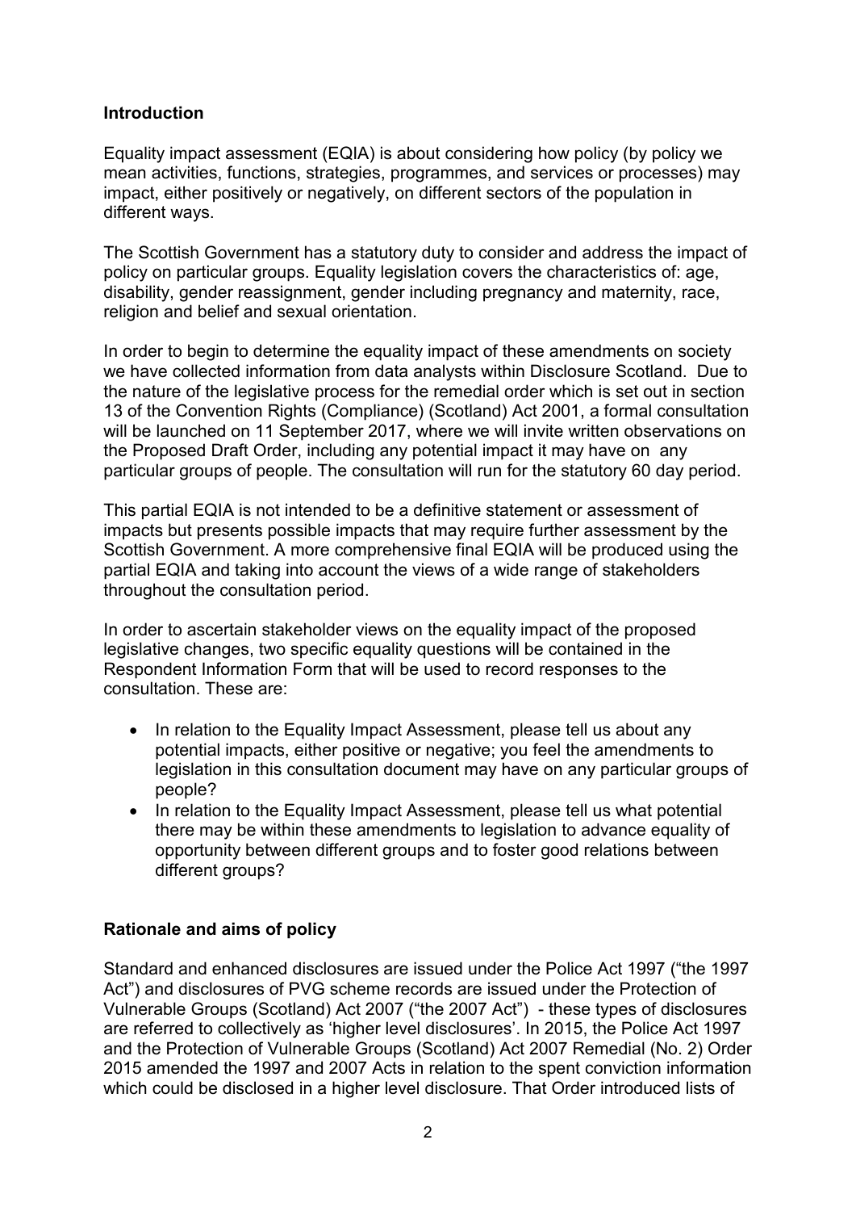## Introduction

Equality impact assessment (EQIA) is about considering how policy (by policy we mean activities, functions, strategies, programmes, and services or processes) may impact, either positively or negatively, on different sectors of the population in different ways.

The Scottish Government has a statutory duty to consider and address the impact of policy on particular groups. Equality legislation covers the characteristics of: age, disability, gender reassignment, gender including pregnancy and maternity, race, religion and belief and sexual orientation.

In order to begin to determine the equality impact of these amendments on society we have collected information from data analysts within Disclosure Scotland. Due to the nature of the legislative process for the remedial order which is set out in section 13 of the Convention Rights (Compliance) (Scotland) Act 2001, a formal consultation will be launched on 11 September 2017, where we will invite written observations on the Proposed Draft Order, including any potential impact it may have on any particular groups of people. The consultation will run for the statutory 60 day period.

This partial EQIA is not intended to be a definitive statement or assessment of impacts but presents possible impacts that may require further assessment by the Scottish Government. A more comprehensive final EQIA will be produced using the partial EQIA and taking into account the views of a wide range of stakeholders throughout the consultation period.

In order to ascertain stakeholder views on the equality impact of the proposed legislative changes, two specific equality questions will be contained in the Respondent Information Form that will be used to record responses to the consultation. These are:

- In relation to the Equality Impact Assessment, please tell us about any potential impacts, either positive or negative; you feel the amendments to legislation in this consultation document may have on any particular groups of people?
- In relation to the Equality Impact Assessment, please tell us what potential there may be within these amendments to legislation to advance equality of opportunity between different groups and to foster good relations between different groups?

## Rationale and aims of policy

Standard and enhanced disclosures are issued under the Police Act 1997 ("the 1997 Act") and disclosures of PVG scheme records are issued under the Protection of Vulnerable Groups (Scotland) Act 2007 ("the 2007 Act") - these types of disclosures are referred to collectively as 'higher level disclosures'. In 2015, the Police Act 1997 and the Protection of Vulnerable Groups (Scotland) Act 2007 Remedial (No. 2) Order 2015 amended the 1997 and 2007 Acts in relation to the spent conviction information which could be disclosed in a higher level disclosure. That Order introduced lists of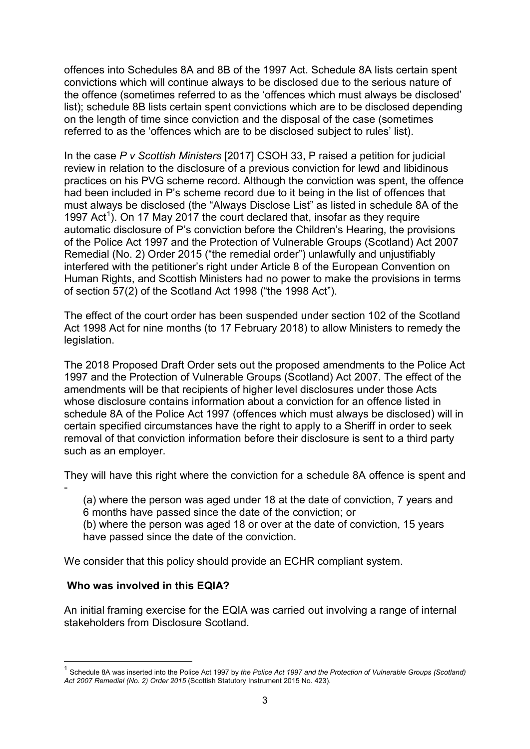offences into Schedules 8A and 8B of the 1997 Act. Schedule 8A lists certain spent convictions which will continue always to be disclosed due to the serious nature of the offence (sometimes referred to as the 'offences which must always be disclosed' list); schedule 8B lists certain spent convictions which are to be disclosed depending on the length of time since conviction and the disposal of the case (sometimes referred to as the 'offences which are to be disclosed subject to rules' list).

In the case *P v Scottish Ministers* [2017] CSOH 33, P raised a petition for judicial review in relation to the disclosure of a previous conviction for lewd and libidinous practices on his PVG scheme record. Although the conviction was spent, the offence had been included in P's scheme record due to it being in the list of offences that must always be disclosed (the "Always Disclose List" as listed in schedule 8A of the 1997 Act[1]). On 17 May 2017 the court declared that, insofar as they require automatic disclosure of P's conviction before the Children's Hearing, the provisions of the Police Act 1997 and the Protection of Vulnerable Groups (Scotland) Act 2007 Remedial (No. 2) Order 2015 ("the remedial order") unlawfully and unjustifiably interfered with the petitioner's right under Article 8 of the European Convention on Human Rights, and Scottish Ministers had no power to make the provisions in terms of section 57(2) of the Scotland Act 1998 ("the 1998 Act").

The effect of the court order has been suspended under section 102 of the Scotland Act 1998 Act for nine months (to 17 February 2018) to allow Ministers to remedy the legislation.

The 2018 Proposed Draft Order sets out the proposed amendments to the Police Act 1997 and the Protection of Vulnerable Groups (Scotland) Act 2007. The effect of the amendments will be that recipients of higher level disclosures under those Acts whose disclosure contains information about a conviction for an offence listed in schedule 8A of the Police Act 1997 (offences which must always be disclosed) will in certain specified circumstances have the right to apply to a Sheriff in order to seek removal of that conviction information before their disclosure is sent to a third party such as an employer.

They will have this right where the conviction for a schedule 8A offence is spent and -

(a) where the person was aged under 18 at the date of conviction, 7 years and 6 months have passed since the date of the conviction; or

(b) where the person was aged 18 or over at the date of conviction, 15 years have passed since the date of the conviction.

We consider that this policy should provide an ECHR compliant system.

## Who was involved in this EQIA?

An initial framing exercise for the EQIA was carried out involving a range of internal stakeholders from Disclosure Scotland.

---

[1] Schedule 8A was inserted into the Police Act 1997 by *the Police Act 1997 and the Protection of Vulnerable Groups (Scotland) Act 2007 Remedial (No. 2) Order 2015* (Scottish Statutory Instrument 2015 No. 423).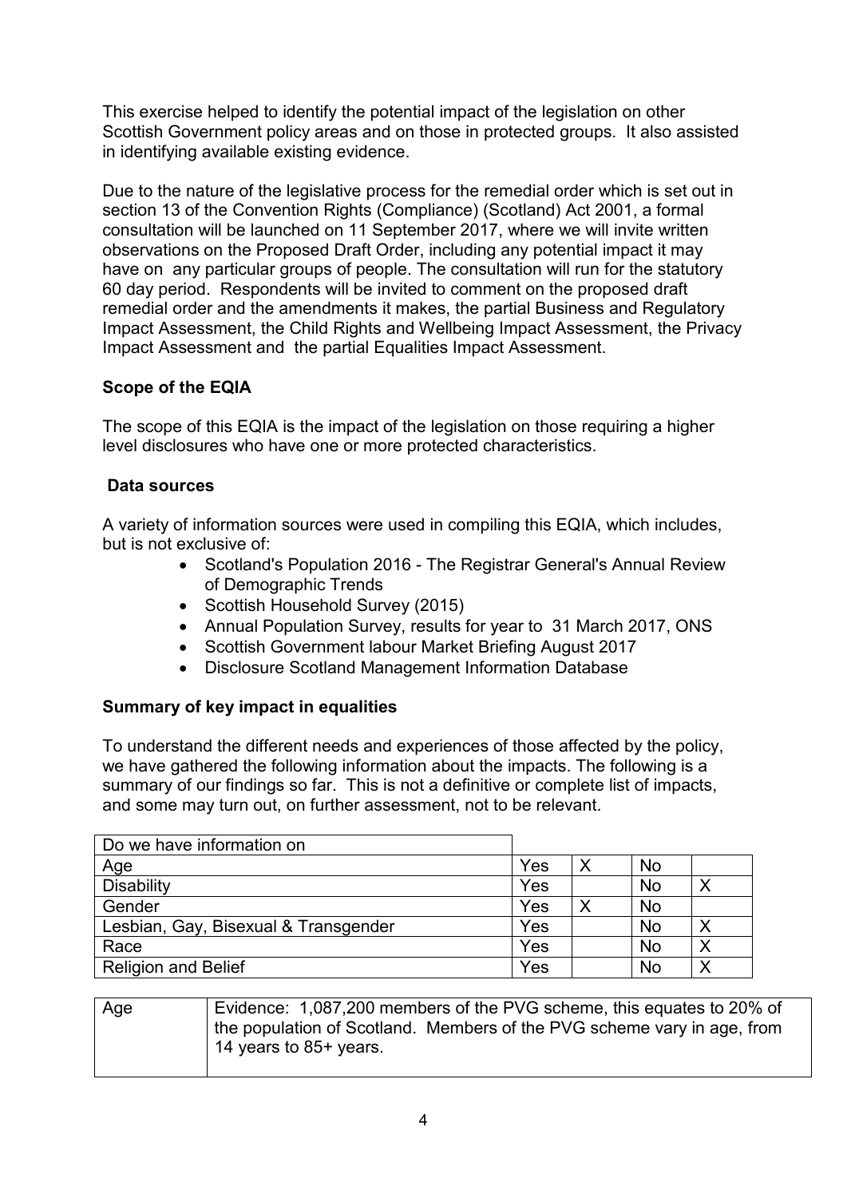This exercise helped to identify the potential impact of the legislation on other Scottish Government policy areas and on those in protected groups. It also assisted in identifying available existing evidence.

Due to the nature of the legislative process for the remedial order which is set out in section 13 of the Convention Rights (Compliance) (Scotland) Act 2001, a formal consultation will be launched on 11 September 2017, where we will invite written observations on the Proposed Draft Order, including any potential impact it may have on any particular groups of people. The consultation will run for the statutory 60 day period. Respondents will be invited to comment on the proposed draft remedial order and the amendments it makes, the partial Business and Regulatory Impact Assessment, the Child Rights and Wellbeing Impact Assessment, the Privacy Impact Assessment and the partial Equalities Impact Assessment.

**Scope of the EQIA**

The scope of this EQIA is the impact of the legislation on those requiring a higher level disclosures who have one or more protected characteristics.

**Data sources**

A variety of information sources were used in compiling this EQIA, which includes, but is not exclusive of:

- Scotland's Population 2016 - The Registrar General's Annual Review of Demographic Trends
- Scottish Household Survey (2015)
- Annual Population Survey, results for year to 31 March 2017, ONS
- Scottish Government labour Market Briefing August 2017
- Disclosure Scotland Management Information Database

**Summary of key impact in equalities**

To understand the different needs and experiences of those affected by the policy, we have gathered the following information about the impacts. The following is a summary of our findings so far. This is not a definitive or complete list of impacts, and some may turn out, on further assessment, not to be relevant.

| Do we have information on | | | | |
|---|---|---|---|---|
| Age | Yes | X | No | |
| Disability | Yes | | No | X |
| Gender | Yes | X | No | |
| Lesbian, Gay, Bisexual & Transgender | Yes | | No | X |
| Race | Yes | | No | X |
| Religion and Belief | Yes | | No | X |

| Age | Evidence: 1,087,200 members of the PVG scheme, this equates to 20% of the population of Scotland. Members of the PVG scheme vary in age, from 14 years to 85+ years. |
|---|---|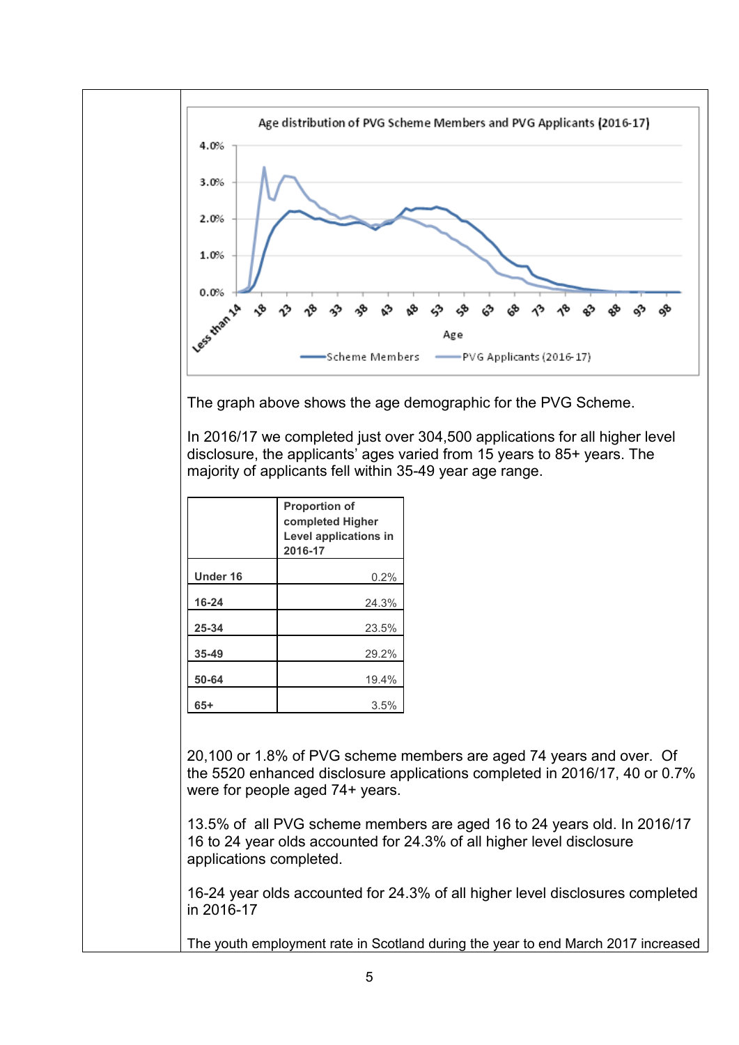Age distribution of PVG Scheme Members and PVG Applicants (2016-17)

The graph above shows the age demographic for the PVG Scheme.

In 2016/17 we completed just over 304,500 applications for all higher level disclosure, the applicants' ages varied from 15 years to 85+ years. The majority of applicants fell within 35-49 year age range.

| | Proportion of completed Higher Level applications in 2016-17 |
|---|---|
| Under 16 | 0.2% |
| 16-24 | 24.3% |
| 25-34 | 23.5% |
| 35-49 | 29.2% |
| 50-64 | 19.4% |
| 65+ | 3.5% |

20,100 or 1.8% of PVG scheme members are aged 74 years and over. Of the 5520 enhanced disclosure applications completed in 2016/17, 40 or 0.7% were for people aged 74+ years.

13.5% of all PVG scheme members are aged 16 to 24 years old. In 2016/17 16 to 24 year olds accounted for 24.3% of all higher level disclosure applications completed.

16-24 year olds accounted for 24.3% of all higher level disclosures completed in 2016-17

The youth employment rate in Scotland during the year to end March 2017 increased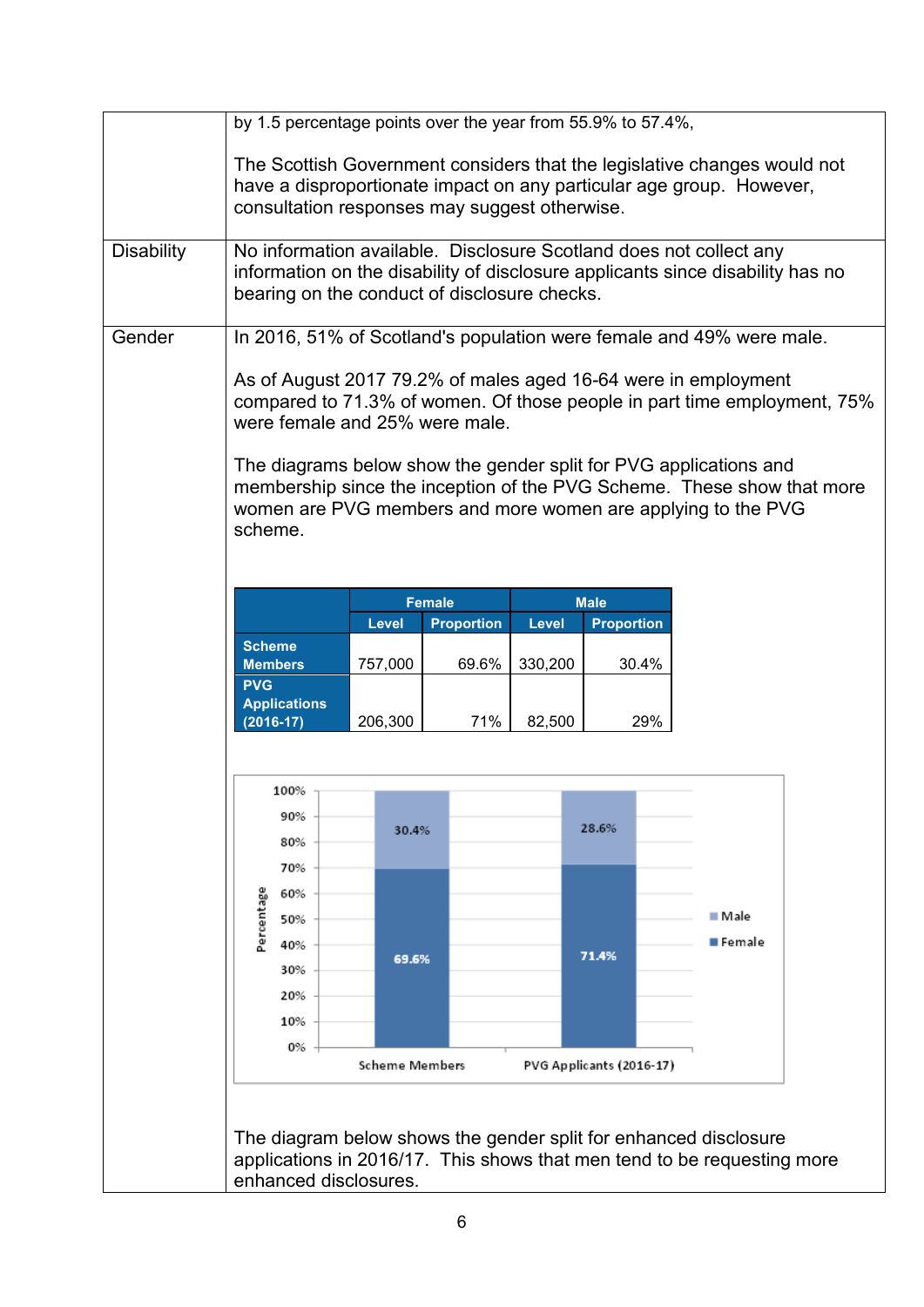| | |
|---|---|
| | by 1.5 percentage points over the year from 55.9% to 57.4%,<br><br>The Scottish Government considers that the legislative changes would not have a disproportionate impact on any particular age group. However, consultation responses may suggest otherwise. |
| Disability | No information available. Disclosure Scotland does not collect any information on the disability of disclosure applicants since disability has no bearing on the conduct of disclosure checks. |
| Gender | In 2016, 51% of Scotland's population were female and 49% were male.<br><br>As of August 2017 79.2% of males aged 16-64 were in employment compared to 71.3% of women. Of those people in part time employment, 75% were female and 25% were male.<br><br>The diagrams below show the gender split for PVG applications and membership since the inception of the PVG Scheme. These show that more women are PVG members and more women are applying to the PVG scheme. |

| | Female | | Male | |
|---|---|---|---|---|
| | Level | Proportion | Level | Proportion |
| Scheme Members | 757,000 | 69.6% | 330,200 | 30.4% |
| PVG Applications (2016-17) | 206,300 | 71% | 82,500 | 29% |

| Percentage | Scheme Members | PVG Applicants (2016-17) |
|---|---|---|
| Male | 30.4% | 28.6% |
| Female | 69.6% | 71.4% |

The diagram below shows the gender split for enhanced disclosure applications in 2016/17. This shows that men tend to be requesting more enhanced disclosures.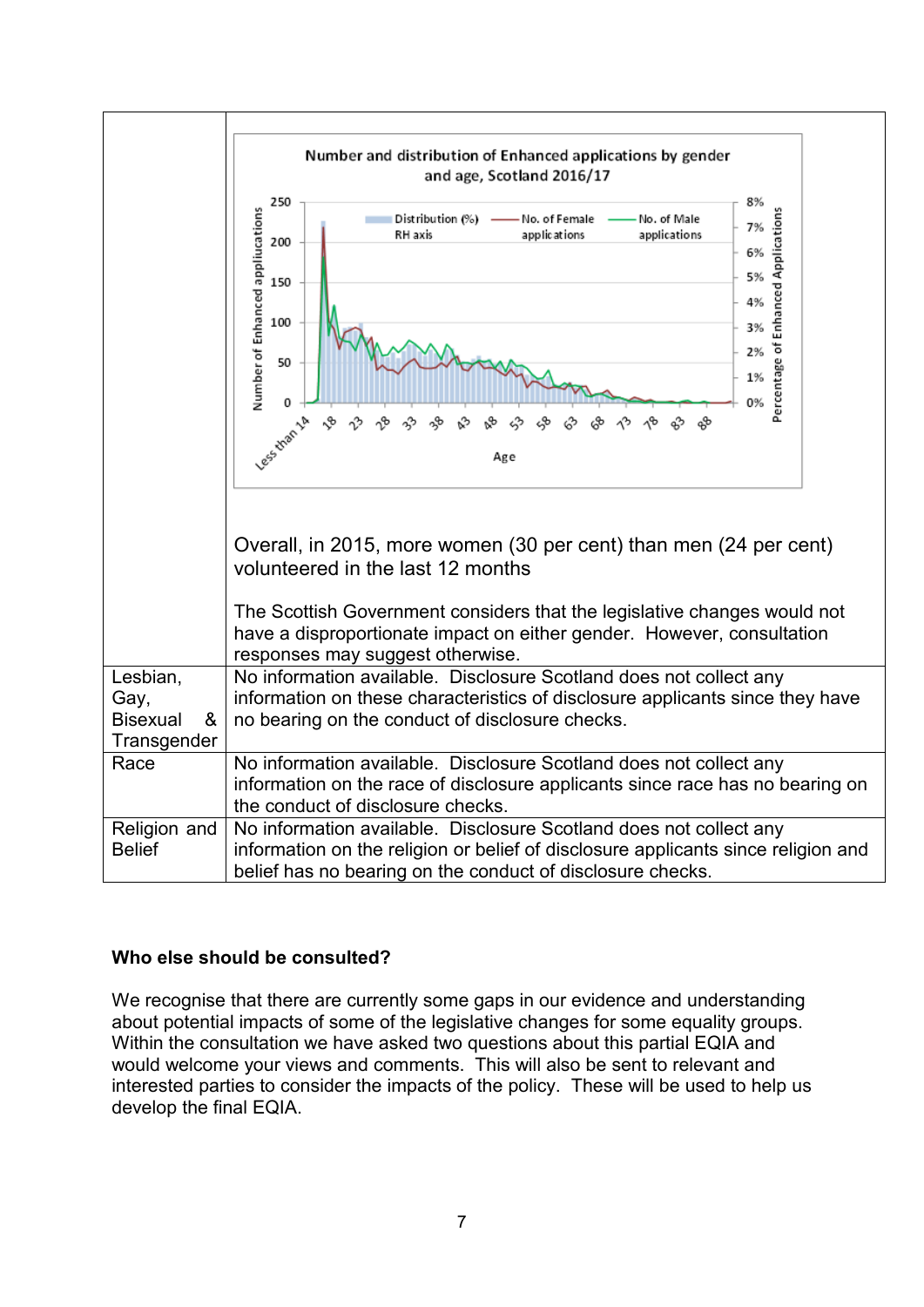| | |
|---|---|
| | Number and distribution of Enhanced applications by gender and age, Scotland 2016/17<br><br>Number of Enhanced applications: 0, 50, 100, 150, 200, 250<br>Percentage of Enhanced Applications: 0%, 1%, 2%, 3%, 4%, 5%, 6%, 7%, 8%<br>Distribution (%) RH axis; No. of Female applications; No. of Male applications<br>Age: Less than 14, 18, 23, 28, 33, 38, 43, 48, 53, 58, 63, 68, 73, 78, 83, 88<br><br>Overall, in 2015, more women (30 per cent) than men (24 per cent) volunteered in the last 12 months<br><br>The Scottish Government considers that the legislative changes would not have a disproportionate impact on either gender. However, consultation responses may suggest otherwise. |
| Lesbian, Gay, Bisexual & Transgender | No information available. Disclosure Scotland does not collect any information on these characteristics of disclosure applicants since they have no bearing on the conduct of disclosure checks. |
| Race | No information available. Disclosure Scotland does not collect any information on the race of disclosure applicants since race has no bearing on the conduct of disclosure checks. |
| Religion and Belief | No information available. Disclosure Scotland does not collect any information on the religion or belief of disclosure applicants since religion and belief has no bearing on the conduct of disclosure checks. |

**Who else should be consulted?**

We recognise that there are currently some gaps in our evidence and understanding about potential impacts of some of the legislative changes for some equality groups. Within the consultation we have asked two questions about this partial EQIA and would welcome your views and comments. This will also be sent to relevant and interested parties to consider the impacts of the policy. These will be used to help us develop the final EQIA.